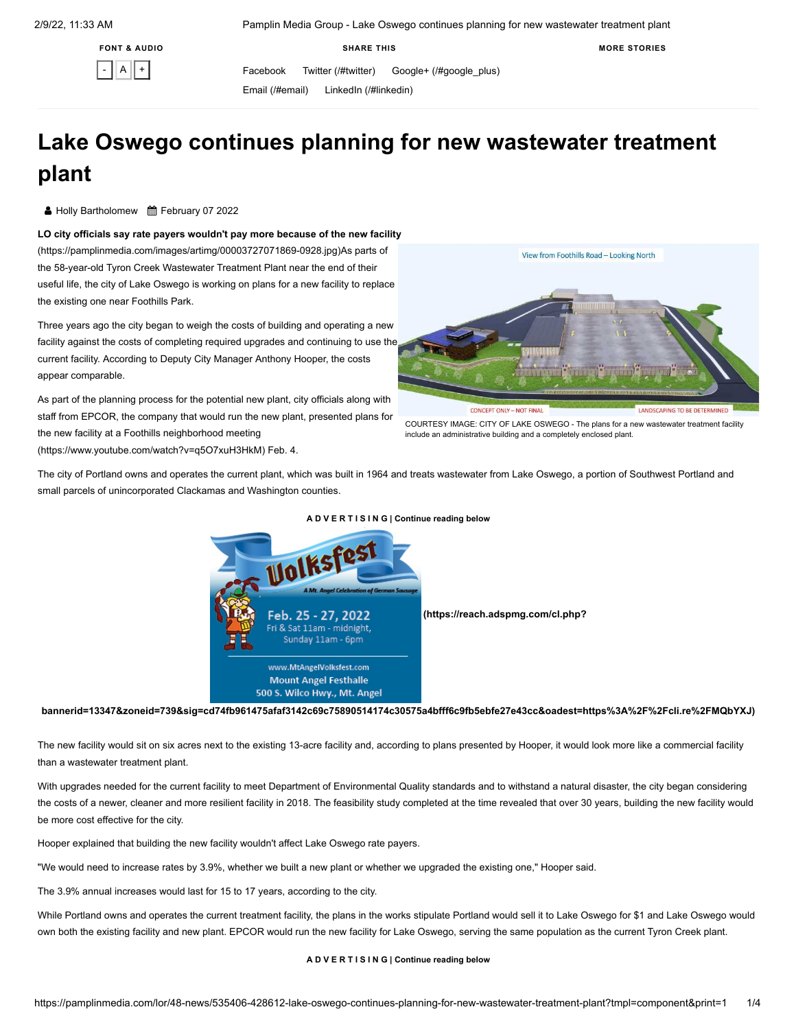FONT & AUDIO

- A +

SHARE THIS

Facebook Twitter (/#twitter) Google+ (/#google_plus) Email (/#email) LinkedIn (/#linkedin)

MORE STORIES

# Lake Oswego continues planning for new wastewater treatment plant

Holly Bartholomew February 07 2022

**LO city officials say rate payers wouldn't pay more because of the new facility**

(https://pamplinmedia.com/images/artimg/00003727071869-0928.jpg)As parts of the 58-year-old Tyron Creek Wastewater Treatment Plant near the end of their useful life, the city of Lake Oswego is working on plans for a new facility to replace the existing one near Foothills Park.

COURTESY IMAGE: CITY OF LAKE OSWEGO - The plans for a new wastewater treatment facility include an administrative building and a completely enclosed plant.

Three years ago the city began to weigh the costs of building and operating a new facility against the costs of completing required upgrades and continuing to use the current facility. According to Deputy City Manager Anthony Hooper, the costs appear comparable.

As part of the planning process for the potential new plant, city officials along with staff from EPCOR, the company that would run the new plant, presented plans for the new facility at a Foothills neighborhood meeting (https://www.youtube.com/watch?v=q5O7xuH3HkM) Feb. 4.

The city of Portland owns and operates the current plant, which was built in 1964 and treats wastewater from Lake Oswego, a portion of Southwest Portland and small parcels of unincorporated Clackamas and Washington counties.

A D V E R T I S I N G | Continue reading below

(https://reach.adspmg.com/cl.php?bannerid=13347&zoneid=739&sig=cd74fb961475afaf3142c69c75890514174c30575a4bfff6c9fb5ebfe27e43cc&oadest=https%3A%2F%2Fcli.re%2FMQbYXJ)

The new facility would sit on six acres next to the existing 13-acre facility and, according to plans presented by Hooper, it would look more like a commercial facility than a wastewater treatment plant.

With upgrades needed for the current facility to meet Department of Environmental Quality standards and to withstand a natural disaster, the city began considering the costs of a newer, cleaner and more resilient facility in 2018. The feasibility study completed at the time revealed that over 30 years, building the new facility would be more cost effective for the city.

Hooper explained that building the new facility wouldn't affect Lake Oswego rate payers.

"We would need to increase rates by 3.9%, whether we built a new plant or whether we upgraded the existing one," Hooper said.

The 3.9% annual increases would last for 15 to 17 years, according to the city.

While Portland owns and operates the current treatment facility, the plans in the works stipulate Portland would sell it to Lake Oswego for $1 and Lake Oswego would own both the existing facility and new plant. EPCOR would run the new facility for Lake Oswego, serving the same population as the current Tyron Creek plant.

A D V E R T I S I N G | Continue reading below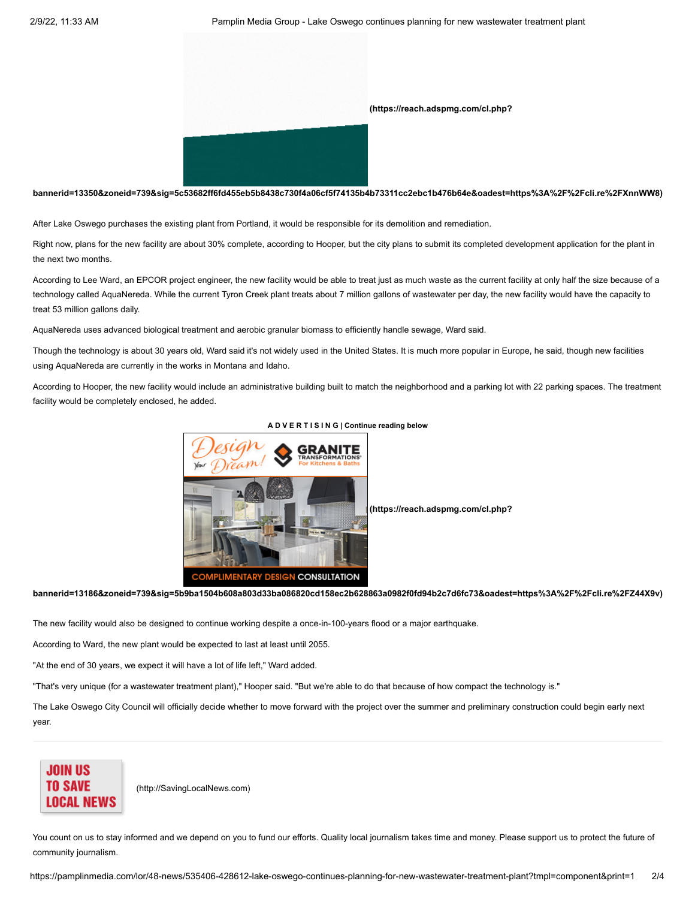After Lake Oswego purchases the existing plant from Portland, it would be responsible for its demolition and remediation.

Right now, plans for the new facility are about 30% complete, according to Hooper, but the city plans to submit its completed development application for the plant in the next two months.

According to Lee Ward, an EPCOR project engineer, the new facility would be able to treat just as much waste as the current facility at only half the size because of a technology called AquaNereda. While the current Tyron Creek plant treats about 7 million gallons of wastewater per day, the new facility would have the capacity to treat 53 million gallons daily.

AquaNereda uses advanced biological treatment and aerobic granular biomass to efficiently handle sewage, Ward said.

Though the technology is about 30 years old, Ward said it's not widely used in the United States. It is much more popular in Europe, he said, though new facilities using AquaNereda are currently in the works in Montana and Idaho.

According to Hooper, the new facility would include an administrative building built to match the neighborhood and a parking lot with 22 parking spaces. The treatment facility would be completely enclosed, he added.

The new facility would also be designed to continue working despite a once-in-100-years flood or a major earthquake.

According to Ward, the new plant would be expected to last at least until 2055.

"At the end of 30 years, we expect it will have a lot of life left," Ward added.

"That's very unique (for a wastewater treatment plant)," Hooper said. "But we're able to do that because of how compact the technology is."

The Lake Oswego City Council will officially decide whether to move forward with the project over the summer and preliminary construction could begin early next year.

---

JOIN US TO SAVE LOCAL NEWS (http://SavingLocalNews.com)

You count on us to stay informed and we depend on you to fund our efforts. Quality local journalism takes time and money. Please support us to protect the future of community journalism.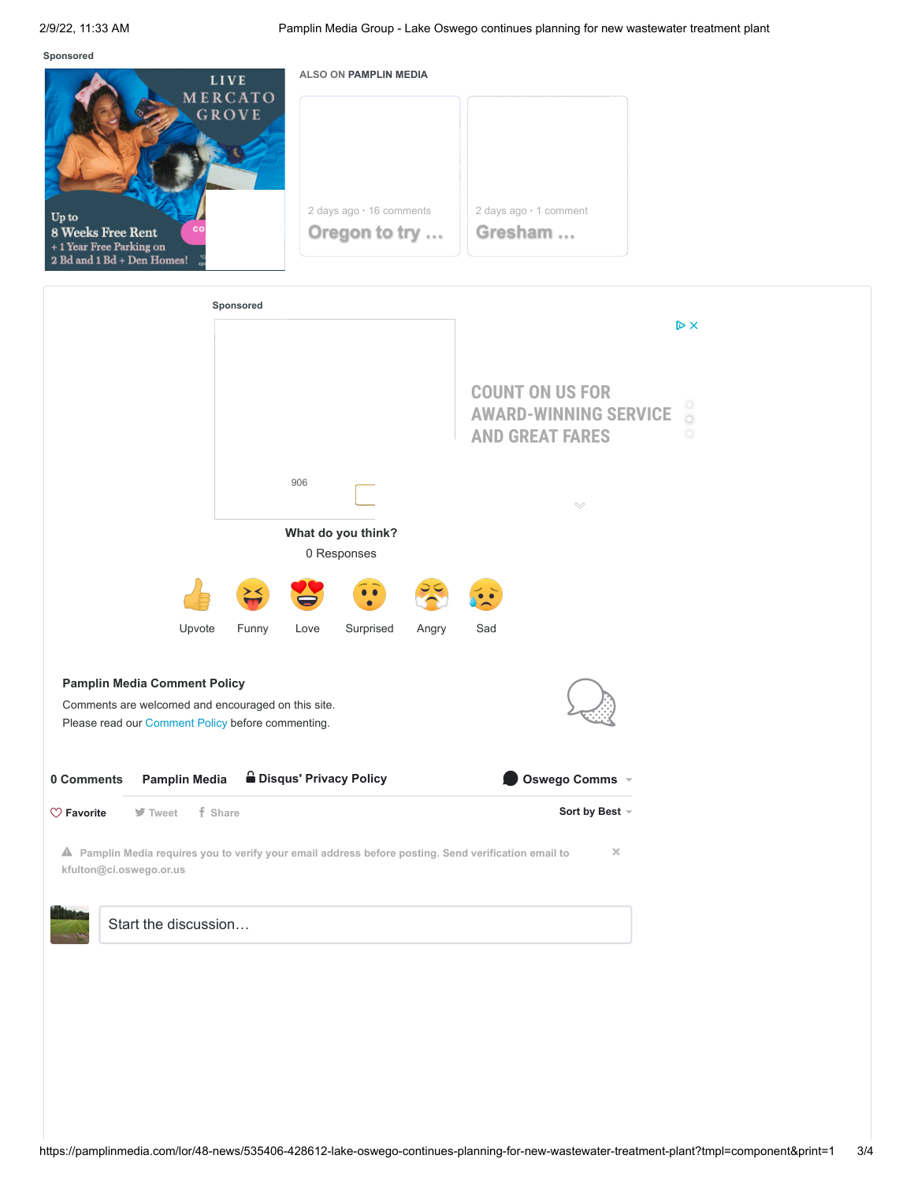Sponsored

LIVE MERCATO GROVE

Up to 8 Weeks Free Rent + 1 Year Free Parking on 2 Bd and 1 Bd + Den Homes!

ALSO ON **PAMPLIN MEDIA**

2 days ago · 16 comments
**Oregon to try …**

2 days ago · 1 comment
**Gresham …**

Sponsored

COUNT ON US FOR AWARD-WINNING SERVICE AND GREAT FARES

906

**What do you think?**

0 Responses

Upvote | Funny | Love | Surprised | Angry | Sad

**Pamplin Media Comment Policy**

Comments are welcomed and encouraged on this site.
Please read our Comment Policy before commenting.

**0 Comments** **Pamplin Media** **Disqus' Privacy Policy** **Oswego Comms**

**Favorite** Tweet Share **Sort by Best**

Pamplin Media requires you to verify your email address before posting. Send verification email to kfulton@ci.oswego.or.us

Start the discussion…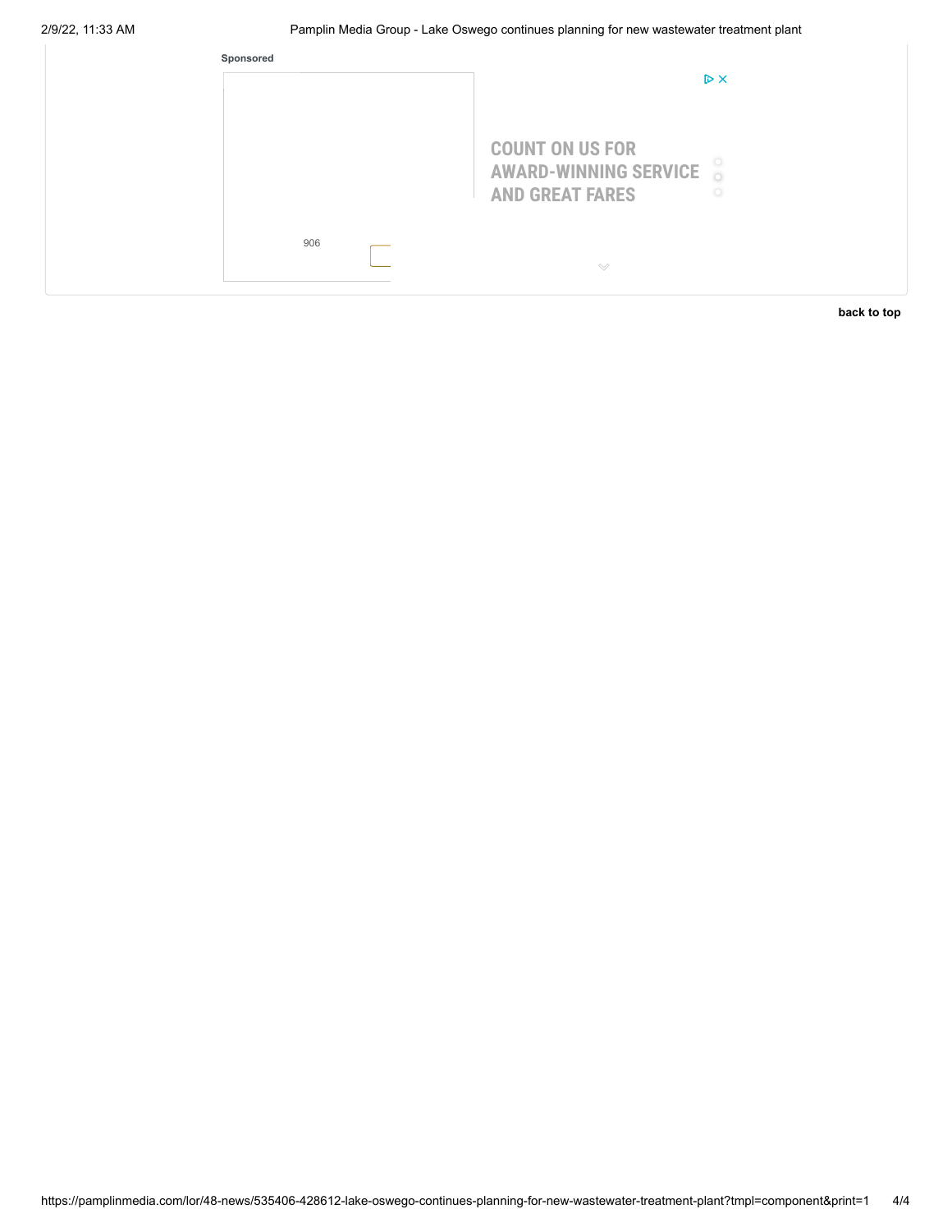Sponsored

COUNT ON US FOR AWARD-WINNING SERVICE AND GREAT FARES

906

back to top